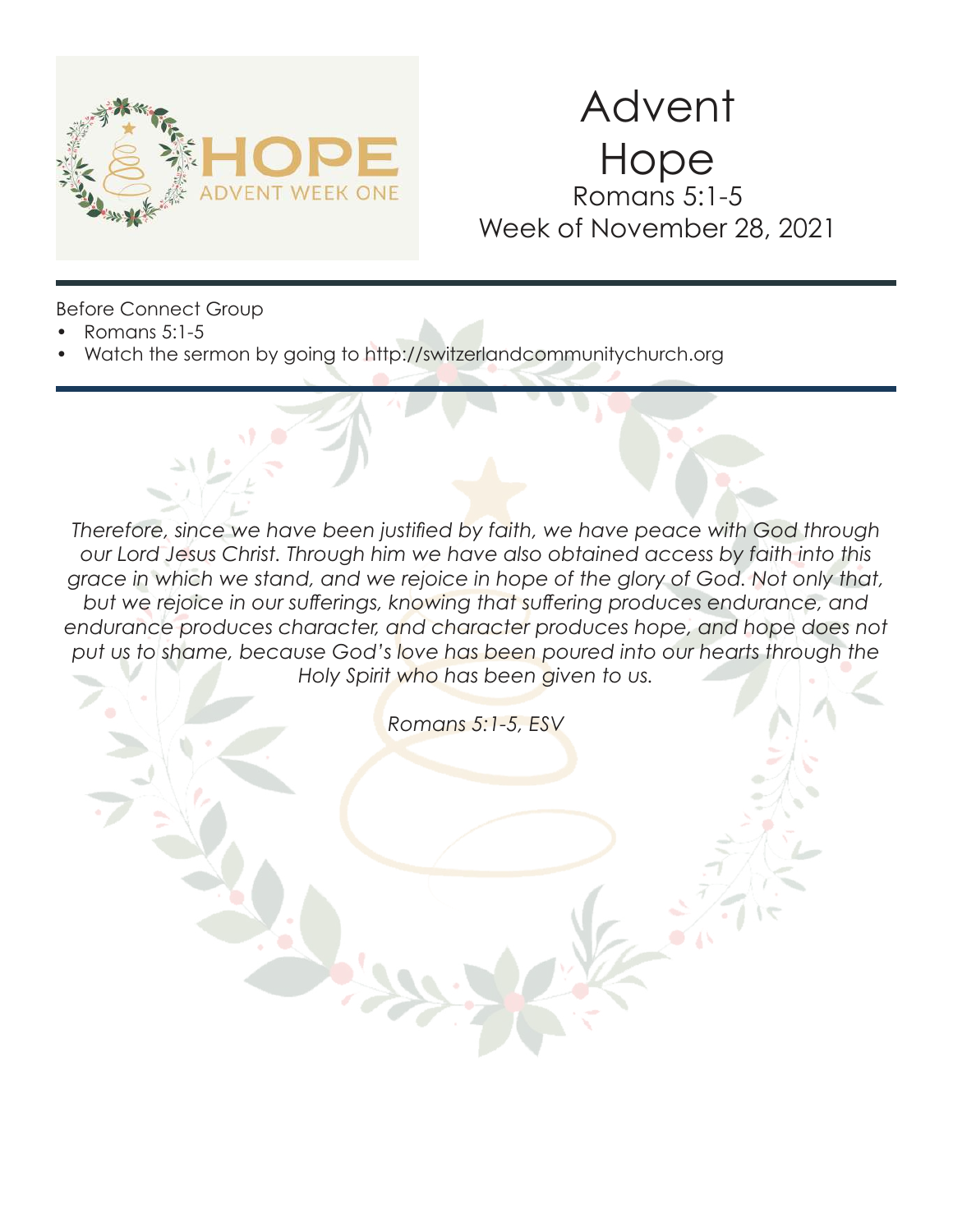HOPE
ADVENT WEEK ONE

# Advent
# Hope
## Romans 5:1-5
## Week of November 28, 2021

---

Before Connect Group

- Romans 5:1-5
- Watch the sermon by going to http://switzerlandcommunitychurch.org

---

*Therefore, since we have been justified by faith, we have peace with God through our Lord Jesus Christ. Through him we have also obtained access by faith into this grace in which we stand, and we rejoice in hope of the glory of God. Not only that, but we rejoice in our sufferings, knowing that suffering produces endurance, and endurance produces character, and character produces hope, and hope does not put us to shame, because God's love has been poured into our hearts through the Holy Spirit who has been given to us.*

*Romans 5:1-5, ESV*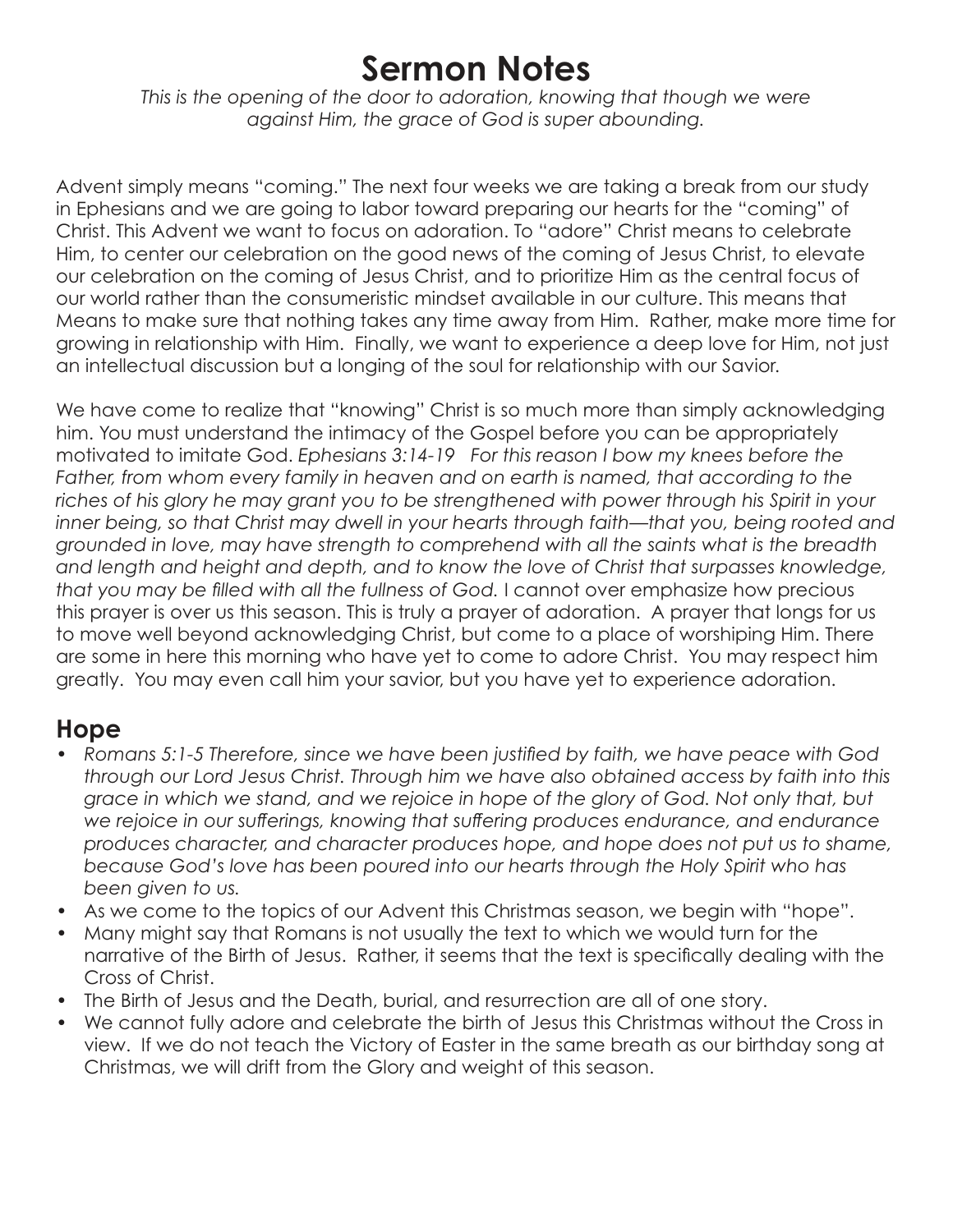# Sermon Notes

*This is the opening of the door to adoration, knowing that though we were against Him, the grace of God is super abounding.*

Advent simply means "coming." The next four weeks we are taking a break from our study in Ephesians and we are going to labor toward preparing our hearts for the "coming" of Christ. This Advent we want to focus on adoration. To "adore" Christ means to celebrate Him, to center our celebration on the good news of the coming of Jesus Christ, to elevate our celebration on the coming of Jesus Christ, and to prioritize Him as the central focus of our world rather than the consumeristic mindset available in our culture. This means that Means to make sure that nothing takes any time away from Him. Rather, make more time for growing in relationship with Him. Finally, we want to experience a deep love for Him, not just an intellectual discussion but a longing of the soul for relationship with our Savior.

We have come to realize that "knowing" Christ is so much more than simply acknowledging him. You must understand the intimacy of the Gospel before you can be appropriately motivated to imitate God. *Ephesians 3:14-19 For this reason I bow my knees before the Father, from whom every family in heaven and on earth is named, that according to the riches of his glory he may grant you to be strengthened with power through his Spirit in your inner being, so that Christ may dwell in your hearts through faith—that you, being rooted and grounded in love, may have strength to comprehend with all the saints what is the breadth and length and height and depth, and to know the love of Christ that surpasses knowledge, that you may be filled with all the fullness of God.* I cannot over emphasize how precious this prayer is over us this season. This is truly a prayer of adoration. A prayer that longs for us to move well beyond acknowledging Christ, but come to a place of worshiping Him. There are some in here this morning who have yet to come to adore Christ. You may respect him greatly. You may even call him your savior, but you have yet to experience adoration.

## Hope

- *Romans 5:1-5 Therefore, since we have been justified by faith, we have peace with God through our Lord Jesus Christ. Through him we have also obtained access by faith into this grace in which we stand, and we rejoice in hope of the glory of God. Not only that, but we rejoice in our sufferings, knowing that suffering produces endurance, and endurance produces character, and character produces hope, and hope does not put us to shame, because God's love has been poured into our hearts through the Holy Spirit who has been given to us.*
- As we come to the topics of our Advent this Christmas season, we begin with "hope".
- Many might say that Romans is not usually the text to which we would turn for the narrative of the Birth of Jesus. Rather, it seems that the text is specifically dealing with the Cross of Christ.
- The Birth of Jesus and the Death, burial, and resurrection are all of one story.
- We cannot fully adore and celebrate the birth of Jesus this Christmas without the Cross in view. If we do not teach the Victory of Easter in the same breath as our birthday song at Christmas, we will drift from the Glory and weight of this season.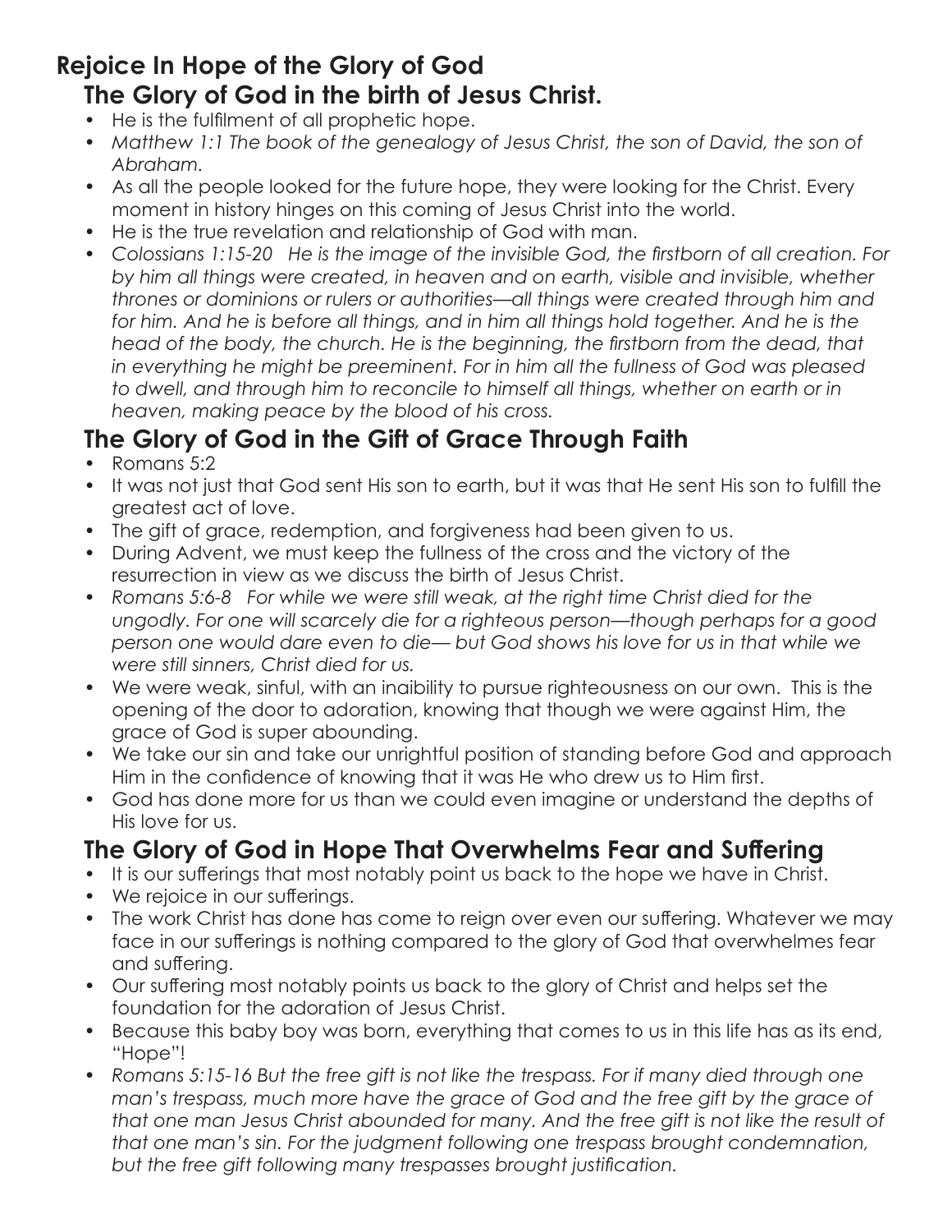# Rejoice In Hope of the Glory of God

## The Glory of God in the birth of Jesus Christ.

- He is the fulfilment of all prophetic hope.
- *Matthew 1:1 The book of the genealogy of Jesus Christ, the son of David, the son of Abraham.*
- As all the people looked for the future hope, they were looking for the Christ. Every moment in history hinges on this coming of Jesus Christ into the world.
- He is the true revelation and relationship of God with man.
- *Colossians 1:15-20 He is the image of the invisible God, the firstborn of all creation. For by him all things were created, in heaven and on earth, visible and invisible, whether thrones or dominions or rulers or authorities—all things were created through him and for him. And he is before all things, and in him all things hold together. And he is the head of the body, the church. He is the beginning, the firstborn from the dead, that in everything he might be preeminent. For in him all the fullness of God was pleased to dwell, and through him to reconcile to himself all things, whether on earth or in heaven, making peace by the blood of his cross.*

## The Glory of God in the Gift of Grace Through Faith

- Romans 5:2
- It was not just that God sent His son to earth, but it was that He sent His son to fulfill the greatest act of love.
- The gift of grace, redemption, and forgiveness had been given to us.
- During Advent, we must keep the fullness of the cross and the victory of the resurrection in view as we discuss the birth of Jesus Christ.
- *Romans 5:6-8 For while we were still weak, at the right time Christ died for the ungodly. For one will scarcely die for a righteous person—though perhaps for a good person one would dare even to die— but God shows his love for us in that while we were still sinners, Christ died for us.*
- We were weak, sinful, with an inaibility to pursue righteousness on our own. This is the opening of the door to adoration, knowing that though we were against Him, the grace of God is super abounding.
- We take our sin and take our unrightful position of standing before God and approach Him in the confidence of knowing that it was He who drew us to Him first.
- God has done more for us than we could even imagine or understand the depths of His love for us.

## The Glory of God in Hope That Overwhelms Fear and Suffering

- It is our sufferings that most notably point us back to the hope we have in Christ.
- We rejoice in our sufferings.
- The work Christ has done has come to reign over even our suffering. Whatever we may face in our sufferings is nothing compared to the glory of God that overwhelmes fear and suffering.
- Our suffering most notably points us back to the glory of Christ and helps set the foundation for the adoration of Jesus Christ.
- Because this baby boy was born, everything that comes to us in this life has as its end, "Hope"!
- *Romans 5:15-16 But the free gift is not like the trespass. For if many died through one man's trespass, much more have the grace of God and the free gift by the grace of that one man Jesus Christ abounded for many. And the free gift is not like the result of that one man's sin. For the judgment following one trespass brought condemnation, but the free gift following many trespasses brought justification.*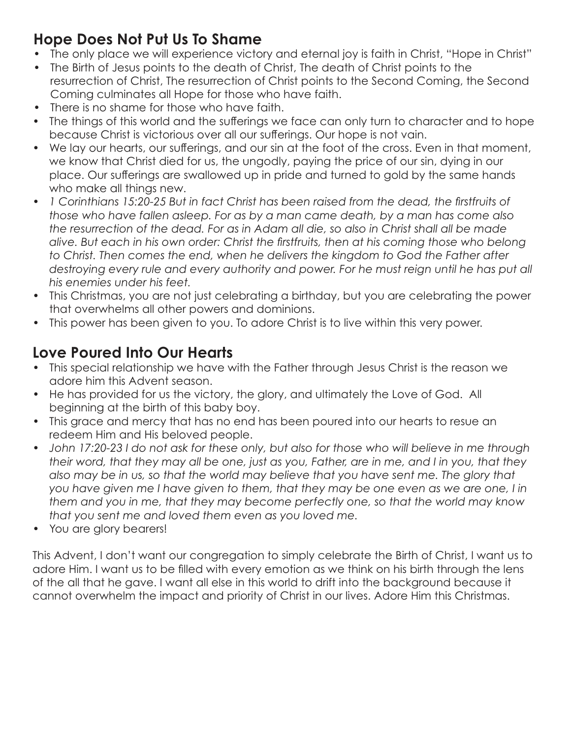## Hope Does Not Put Us To Shame

- The only place we will experience victory and eternal joy is faith in Christ, "Hope in Christ"
- The Birth of Jesus points to the death of Christ, The death of Christ points to the resurrection of Christ, The resurrection of Christ points to the Second Coming, the Second Coming culminates all Hope for those who have faith.
- There is no shame for those who have faith.
- The things of this world and the sufferings we face can only turn to character and to hope because Christ is victorious over all our sufferings. Our hope is not vain.
- We lay our hearts, our sufferings, and our sin at the foot of the cross. Even in that moment, we know that Christ died for us, the ungodly, paying the price of our sin, dying in our place. Our sufferings are swallowed up in pride and turned to gold by the same hands who make all things new.
- *1 Corinthians 15:20-25 But in fact Christ has been raised from the dead, the firstfruits of those who have fallen asleep. For as by a man came death, by a man has come also the resurrection of the dead. For as in Adam all die, so also in Christ shall all be made alive. But each in his own order: Christ the firstfruits, then at his coming those who belong to Christ. Then comes the end, when he delivers the kingdom to God the Father after destroying every rule and every authority and power. For he must reign until he has put all his enemies under his feet.*
- This Christmas, you are not just celebrating a birthday, but you are celebrating the power that overwhelms all other powers and dominions.
- This power has been given to you. To adore Christ is to live within this very power.

## Love Poured Into Our Hearts

- This special relationship we have with the Father through Jesus Christ is the reason we adore him this Advent season.
- He has provided for us the victory, the glory, and ultimately the Love of God. All beginning at the birth of this baby boy.
- This grace and mercy that has no end has been poured into our hearts to resue an redeem Him and His beloved people.
- *John 17:20-23 I do not ask for these only, but also for those who will believe in me through their word, that they may all be one, just as you, Father, are in me, and I in you, that they also may be in us, so that the world may believe that you have sent me. The glory that you have given me I have given to them, that they may be one even as we are one, I in them and you in me, that they may become perfectly one, so that the world may know that you sent me and loved them even as you loved me.*
- You are glory bearers!

This Advent, I don't want our congregation to simply celebrate the Birth of Christ, I want us to adore Him. I want us to be filled with every emotion as we think on his birth through the lens of the all that he gave. I want all else in this world to drift into the background because it cannot overwhelm the impact and priority of Christ in our lives. Adore Him this Christmas.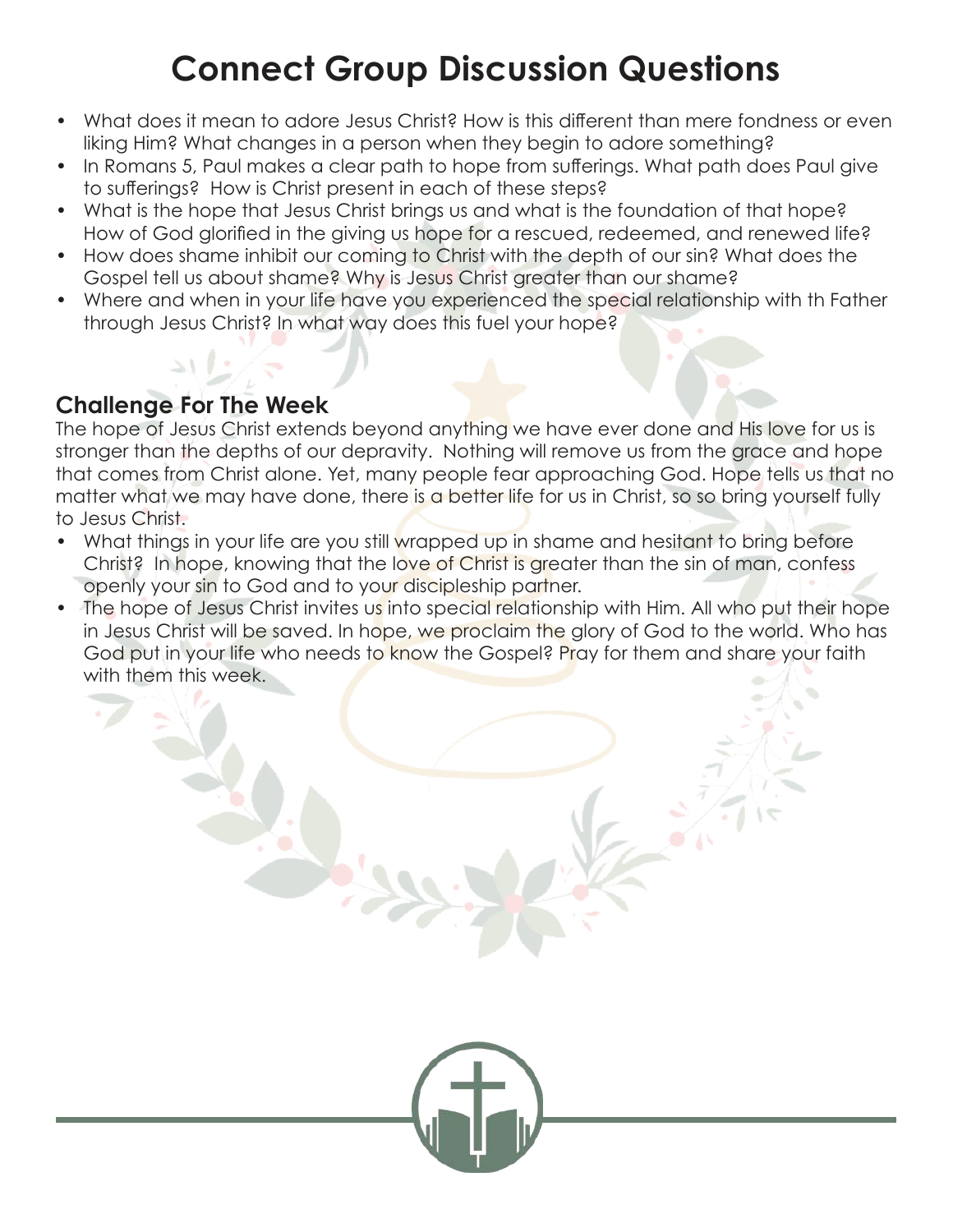# Connect Group Discussion Questions

- What does it mean to adore Jesus Christ? How is this different than mere fondness or even liking Him? What changes in a person when they begin to adore something?
- In Romans 5, Paul makes a clear path to hope from sufferings. What path does Paul give to sufferings? How is Christ present in each of these steps?
- What is the hope that Jesus Christ brings us and what is the foundation of that hope? How of God glorified in the giving us hope for a rescued, redeemed, and renewed life?
- How does shame inhibit our coming to Christ with the depth of our sin? What does the Gospel tell us about shame? Why is Jesus Christ greater than our shame?
- Where and when in your life have you experienced the special relationship with th Father through Jesus Christ? In what way does this fuel your hope?

## Challenge For The Week

The hope of Jesus Christ extends beyond anything we have ever done and His love for us is stronger than the depths of our depravity. Nothing will remove us from the grace and hope that comes from Christ alone. Yet, many people fear approaching God. Hope tells us that no matter what we may have done, there is a better life for us in Christ, so so bring yourself fully to Jesus Christ.

- What things in your life are you still wrapped up in shame and hesitant to bring before Christ? In hope, knowing that the love of Christ is greater than the sin of man, confess openly your sin to God and to your discipleship partner.
- The hope of Jesus Christ invites us into special relationship with Him. All who put their hope in Jesus Christ will be saved. In hope, we proclaim the glory of God to the world. Who has God put in your life who needs to know the Gospel? Pray for them and share your faith with them this week.